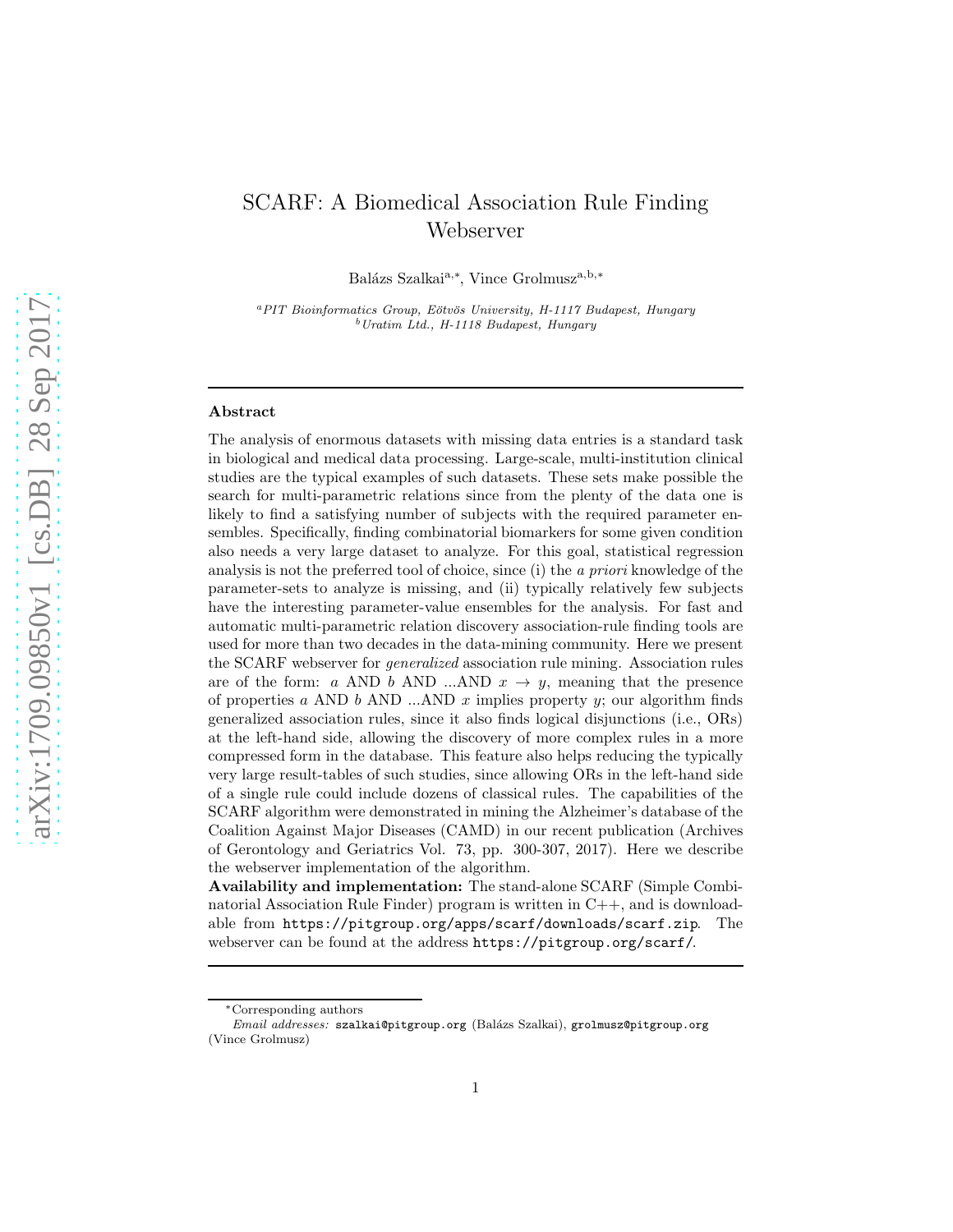# SCARF: A Biomedical Association Rule Finding Webserver

Balázs Szalkai[a,*], Vince Grolmusz[a,b,*]

[a] *PIT Bioinformatics Group, Eötvös University, H-1117 Budapest, Hungary*
[b] *Uratim Ltd., H-1118 Budapest, Hungary*

---

## Abstract

The analysis of enormous datasets with missing data entries is a standard task in biological and medical data processing. Large-scale, multi-institution clinical studies are the typical examples of such datasets. These sets make possible the search for multi-parametric relations since from the plenty of the data one is likely to find a satisfying number of subjects with the required parameter ensembles. Specifically, finding combinatorial biomarkers for some given condition also needs a very large dataset to analyze. For this goal, statistical regression analysis is not the preferred tool of choice, since (i) the *a priori* knowledge of the parameter-sets to analyze is missing, and (ii) typically relatively few subjects have the interesting parameter-value ensembles for the analysis. For fast and automatic multi-parametric relation discovery association-rule finding tools are used for more than two decades in the data-mining community. Here we present the SCARF webserver for *generalized* association rule mining. Association rules are of the form: $a$ AND $b$ AND ...AND $x \rightarrow y$, meaning that the presence of properties $a$ AND $b$ AND ...AND $x$ implies property $y$; our algorithm finds generalized association rules, since it also finds logical disjunctions (i.e., ORs) at the left-hand side, allowing the discovery of more complex rules in a more compressed form in the database. This feature also helps reducing the typically very large result-tables of such studies, since allowing ORs in the left-hand side of a single rule could include dozens of classical rules. The capabilities of the SCARF algorithm were demonstrated in mining the Alzheimer's database of the Coalition Against Major Diseases (CAMD) in our recent publication (Archives of Gerontology and Geriatrics Vol. 73, pp. 300-307, 2017). Here we describe the webserver implementation of the algorithm.

**Availability and implementation:** The stand-alone SCARF (Simple Combinatorial Association Rule Finder) program is written in C++, and is downloadable from `https://pitgroup.org/apps/scarf/downloads/scarf.zip`. The webserver can be found at the address `https://pitgroup.org/scarf/`.

---

*Corresponding authors
*Email addresses:* `szalkai@pitgroup.org` (Balázs Szalkai), `grolmusz@pitgroup.org` (Vince Grolmusz)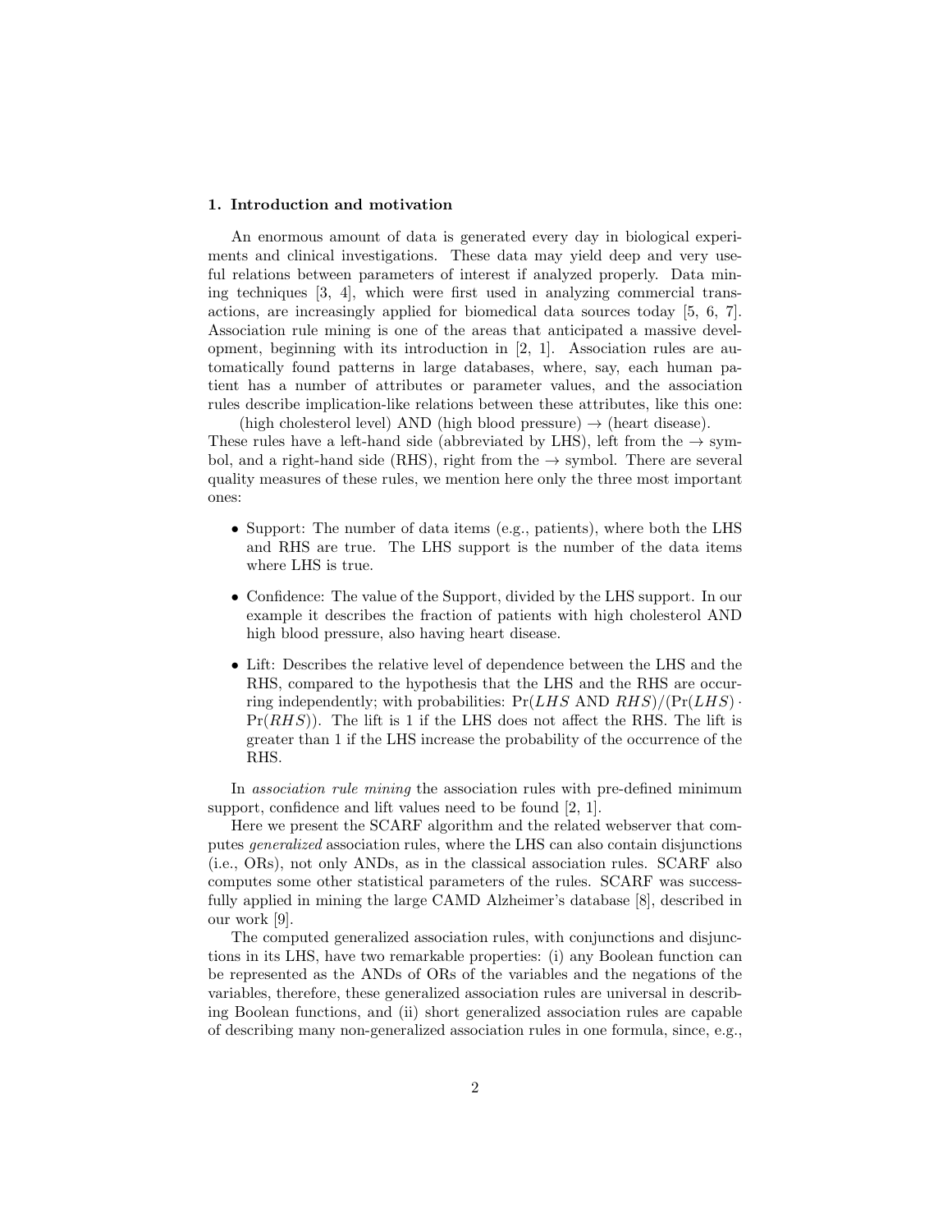## 1. Introduction and motivation

An enormous amount of data is generated every day in biological experiments and clinical investigations. These data may yield deep and very useful relations between parameters of interest if analyzed properly. Data mining techniques [3, 4], which were first used in analyzing commercial transactions, are increasingly applied for biomedical data sources today [5, 6, 7]. Association rule mining is one of the areas that anticipated a massive development, beginning with its introduction in [2, 1]. Association rules are automatically found patterns in large databases, where, say, each human patient has a number of attributes or parameter values, and the association rules describe implication-like relations between these attributes, like this one:

(high cholesterol level) AND (high blood pressure) $\rightarrow$ (heart disease).

These rules have a left-hand side (abbreviated by LHS), left from the $\rightarrow$ symbol, and a right-hand side (RHS), right from the $\rightarrow$ symbol. There are several quality measures of these rules, we mention here only the three most important ones:

- Support: The number of data items (e.g., patients), where both the LHS and RHS are true. The LHS support is the number of the data items where LHS is true.
- Confidence: The value of the Support, divided by the LHS support. In our example it describes the fraction of patients with high cholesterol AND high blood pressure, also having heart disease.
- Lift: Describes the relative level of dependence between the LHS and the RHS, compared to the hypothesis that the LHS and the RHS are occurring independently; with probabilities: $\Pr(LHS \text{ AND } RHS)/(\Pr(LHS) \cdot \Pr(RHS))$. The lift is 1 if the LHS does not affect the RHS. The lift is greater than 1 if the LHS increase the probability of the occurrence of the RHS.

In *association rule mining* the association rules with pre-defined minimum support, confidence and lift values need to be found [2, 1].

Here we present the SCARF algorithm and the related webserver that computes *generalized* association rules, where the LHS can also contain disjunctions (i.e., ORs), not only ANDs, as in the classical association rules. SCARF also computes some other statistical parameters of the rules. SCARF was successfully applied in mining the large CAMD Alzheimer's database [8], described in our work [9].

The computed generalized association rules, with conjunctions and disjunctions in its LHS, have two remarkable properties: (i) any Boolean function can be represented as the ANDs of ORs of the variables and the negations of the variables, therefore, these generalized association rules are universal in describing Boolean functions, and (ii) short generalized association rules are capable of describing many non-generalized association rules in one formula, since, e.g.,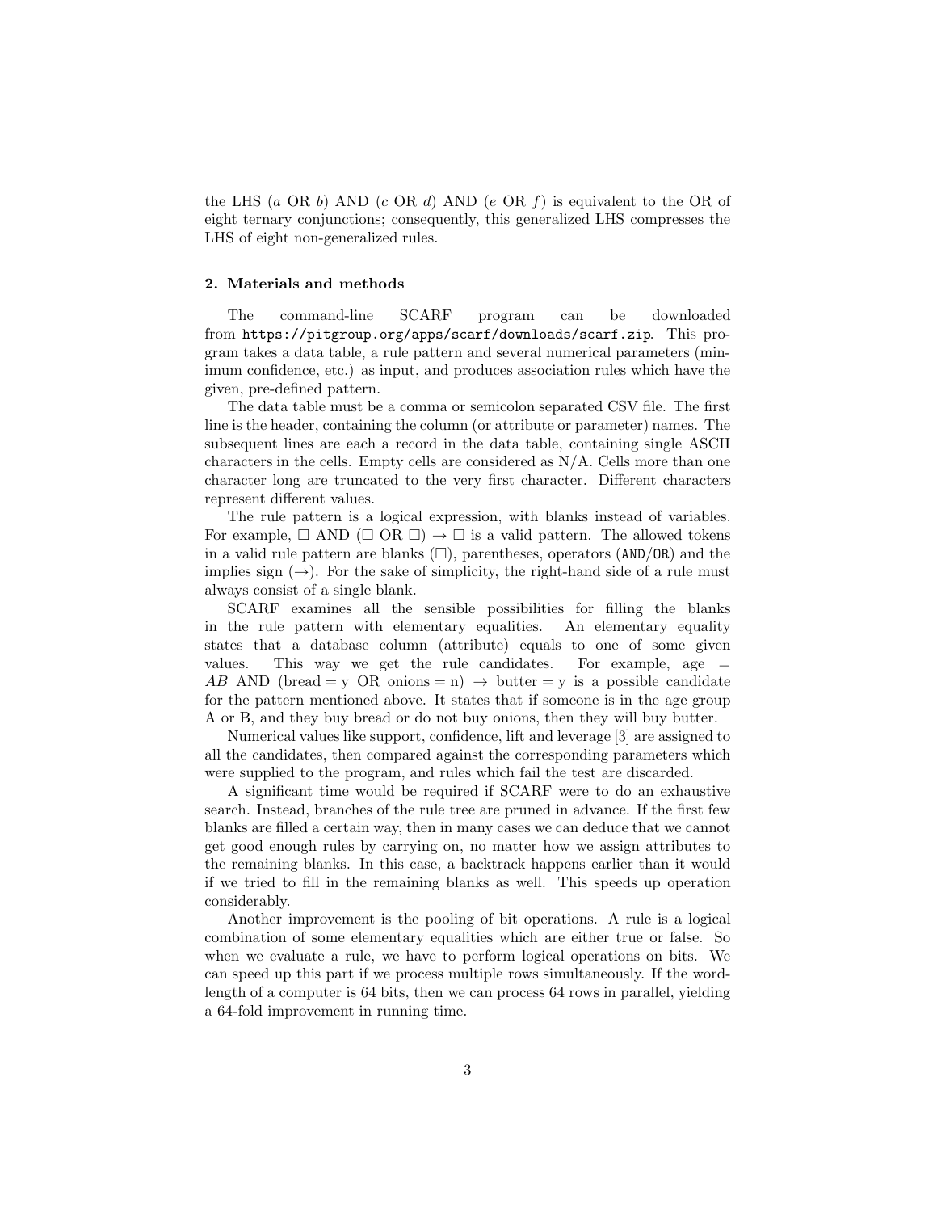the LHS ($a$ OR $b$) AND ($c$ OR $d$) AND ($e$ OR $f$) is equivalent to the OR of eight ternary conjunctions; consequently, this generalized LHS compresses the LHS of eight non-generalized rules.

## 2. Materials and methods

The command-line SCARF program can be downloaded from `https://pitgroup.org/apps/scarf/downloads/scarf.zip`. This program takes a data table, a rule pattern and several numerical parameters (minimum confidence, etc.) as input, and produces association rules which have the given, pre-defined pattern.

The data table must be a comma or semicolon separated CSV file. The first line is the header, containing the column (or attribute or parameter) names. The subsequent lines are each a record in the data table, containing single ASCII characters in the cells. Empty cells are considered as N/A. Cells more than one character long are truncated to the very first character. Different characters represent different values.

The rule pattern is a logical expression, with blanks instead of variables. For example, $\square$ AND ($\square$ OR $\square$) $\rightarrow$ $\square$ is a valid pattern. The allowed tokens in a valid rule pattern are blanks ($\square$), parentheses, operators (`AND`/`OR`) and the implies sign ($\rightarrow$). For the sake of simplicity, the right-hand side of a rule must always consist of a single blank.

SCARF examines all the sensible possibilities for filling the blanks in the rule pattern with elementary equalities. An elementary equality states that a database column (attribute) equals to one of some given values. This way we get the rule candidates. For example, age $=$ $AB$ AND (bread = y OR onions = n) $\rightarrow$ butter = y is a possible candidate for the pattern mentioned above. It states that if someone is in the age group A or B, and they buy bread or do not buy onions, then they will buy butter.

Numerical values like support, confidence, lift and leverage [3] are assigned to all the candidates, then compared against the corresponding parameters which were supplied to the program, and rules which fail the test are discarded.

A significant time would be required if SCARF were to do an exhaustive search. Instead, branches of the rule tree are pruned in advance. If the first few blanks are filled a certain way, then in many cases we can deduce that we cannot get good enough rules by carrying on, no matter how we assign attributes to the remaining blanks. In this case, a backtrack happens earlier than it would if we tried to fill in the remaining blanks as well. This speeds up operation considerably.

Another improvement is the pooling of bit operations. A rule is a logical combination of some elementary equalities which are either true or false. So when we evaluate a rule, we have to perform logical operations on bits. We can speed up this part if we process multiple rows simultaneously. If the word-length of a computer is 64 bits, then we can process 64 rows in parallel, yielding a 64-fold improvement in running time.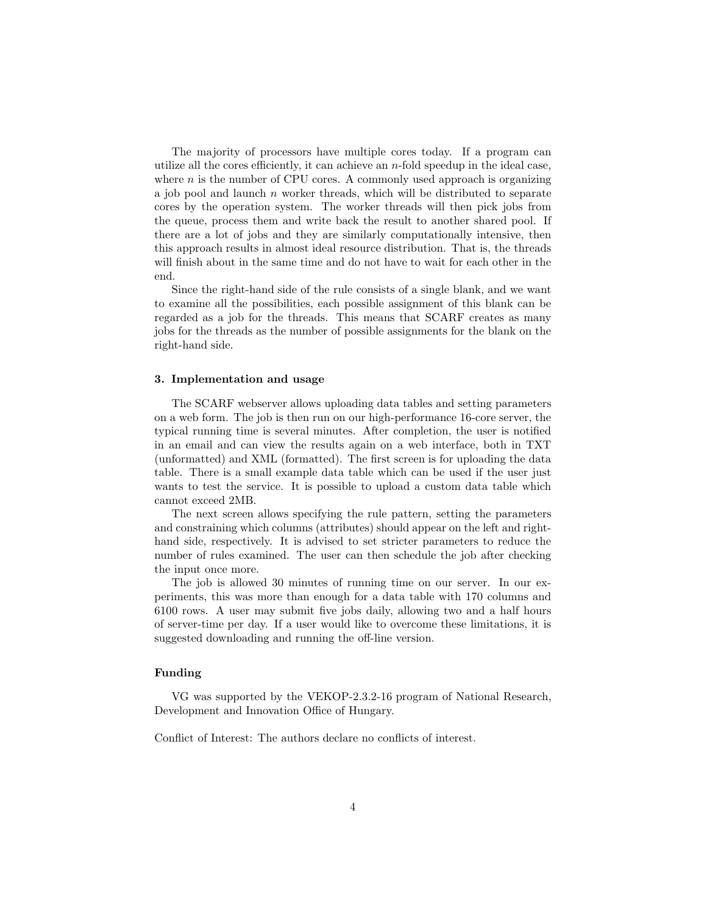The majority of processors have multiple cores today. If a program can utilize all the cores efficiently, it can achieve an $n$-fold speedup in the ideal case, where $n$ is the number of CPU cores. A commonly used approach is organizing a job pool and launch $n$ worker threads, which will be distributed to separate cores by the operation system. The worker threads will then pick jobs from the queue, process them and write back the result to another shared pool. If there are a lot of jobs and they are similarly computationally intensive, then this approach results in almost ideal resource distribution. That is, the threads will finish about in the same time and do not have to wait for each other in the end.

Since the right-hand side of the rule consists of a single blank, and we want to examine all the possibilities, each possible assignment of this blank can be regarded as a job for the threads. This means that SCARF creates as many jobs for the threads as the number of possible assignments for the blank on the right-hand side.

### 3. Implementation and usage

The SCARF webserver allows uploading data tables and setting parameters on a web form. The job is then run on our high-performance 16-core server, the typical running time is several minutes. After completion, the user is notified in an email and can view the results again on a web interface, both in TXT (unformatted) and XML (formatted). The first screen is for uploading the data table. There is a small example data table which can be used if the user just wants to test the service. It is possible to upload a custom data table which cannot exceed 2MB.

The next screen allows specifying the rule pattern, setting the parameters and constraining which columns (attributes) should appear on the left and right-hand side, respectively. It is advised to set stricter parameters to reduce the number of rules examined. The user can then schedule the job after checking the input once more.

The job is allowed 30 minutes of running time on our server. In our experiments, this was more than enough for a data table with 170 columns and 6100 rows. A user may submit five jobs daily, allowing two and a half hours of server-time per day. If a user would like to overcome these limitations, it is suggested downloading and running the off-line version.

### Funding

VG was supported by the VEKOP-2.3.2-16 program of National Research, Development and Innovation Office of Hungary.

Conflict of Interest: The authors declare no conflicts of interest.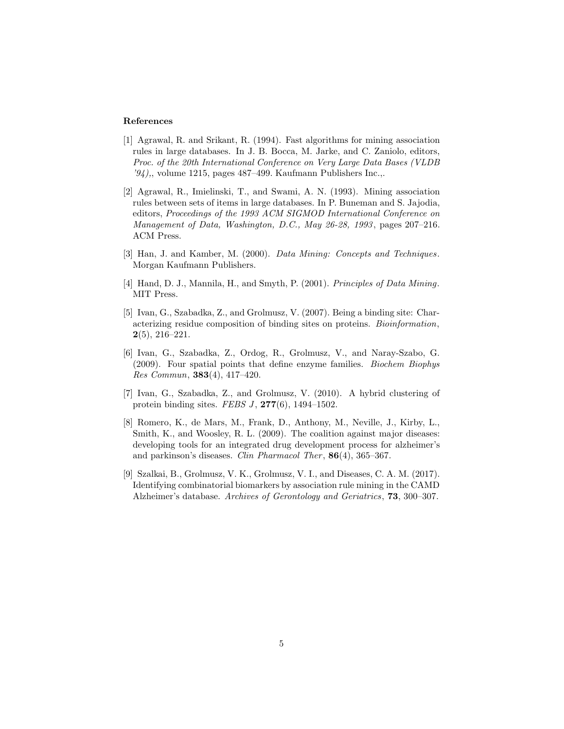### References

[1] Agrawal, R. and Srikant, R. (1994). Fast algorithms for mining association rules in large databases. In J. B. Bocca, M. Jarke, and C. Zaniolo, editors, *Proc. of the 20th International Conference on Very Large Data Bases (VLDB '94),*, volume 1215, pages 487–499. Kaufmann Publishers Inc.,.

[2] Agrawal, R., Imielinski, T., and Swami, A. N. (1993). Mining association rules between sets of items in large databases. In P. Buneman and S. Jajodia, editors, *Proceedings of the 1993 ACM SIGMOD International Conference on Management of Data, Washington, D.C., May 26-28, 1993*, pages 207–216. ACM Press.

[3] Han, J. and Kamber, M. (2000). *Data Mining: Concepts and Techniques*. Morgan Kaufmann Publishers.

[4] Hand, D. J., Mannila, H., and Smyth, P. (2001). *Principles of Data Mining*. MIT Press.

[5] Ivan, G., Szabadka, Z., and Grolmusz, V. (2007). Being a binding site: Characterizing residue composition of binding sites on proteins. *Bioinformation*, **2**(5), 216–221.

[6] Ivan, G., Szabadka, Z., Ordog, R., Grolmusz, V., and Naray-Szabo, G. (2009). Four spatial points that define enzyme families. *Biochem Biophys Res Commun*, **383**(4), 417–420.

[7] Ivan, G., Szabadka, Z., and Grolmusz, V. (2010). A hybrid clustering of protein binding sites. *FEBS J*, **277**(6), 1494–1502.

[8] Romero, K., de Mars, M., Frank, D., Anthony, M., Neville, J., Kirby, L., Smith, K., and Woosley, R. L. (2009). The coalition against major diseases: developing tools for an integrated drug development process for alzheimer's and parkinson's diseases. *Clin Pharmacol Ther*, **86**(4), 365–367.

[9] Szalkai, B., Grolmusz, V. K., Grolmusz, V. I., and Diseases, C. A. M. (2017). Identifying combinatorial biomarkers by association rule mining in the CAMD Alzheimer's database. *Archives of Gerontology and Geriatrics*, **73**, 300–307.